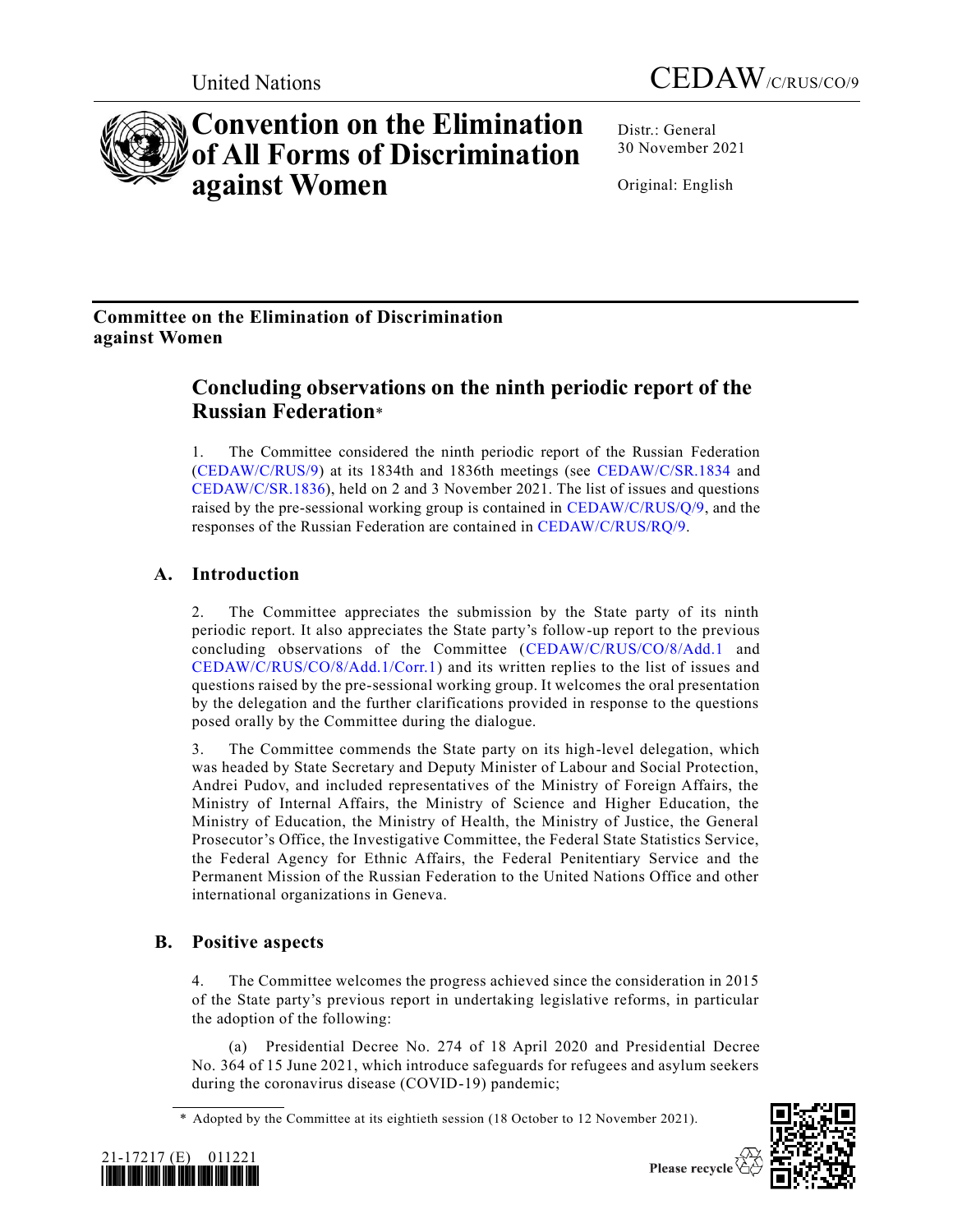United Nations

CEDAW/C/RUS/CO/9

# Convention on the Elimination of All Forms of Discrimination against Women

Distr.: General
30 November 2021

Original: English

## Committee on the Elimination of Discrimination against Women

# Concluding observations on the ninth periodic report of the Russian Federation*

1. The Committee considered the ninth periodic report of the Russian Federation (CEDAW/C/RUS/9) at its 1834th and 1836th meetings (see CEDAW/C/SR.1834 and CEDAW/C/SR.1836), held on 2 and 3 November 2021. The list of issues and questions raised by the pre-sessional working group is contained in CEDAW/C/RUS/Q/9, and the responses of the Russian Federation are contained in CEDAW/C/RUS/RQ/9.

## A. Introduction

2. The Committee appreciates the submission by the State party of its ninth periodic report. It also appreciates the State party's follow-up report to the previous concluding observations of the Committee (CEDAW/C/RUS/CO/8/Add.1 and CEDAW/C/RUS/CO/8/Add.1/Corr.1) and its written replies to the list of issues and questions raised by the pre-sessional working group. It welcomes the oral presentation by the delegation and the further clarifications provided in response to the questions posed orally by the Committee during the dialogue.

3. The Committee commends the State party on its high-level delegation, which was headed by State Secretary and Deputy Minister of Labour and Social Protection, Andrei Pudov, and included representatives of the Ministry of Foreign Affairs, the Ministry of Internal Affairs, the Ministry of Science and Higher Education, the Ministry of Education, the Ministry of Health, the Ministry of Justice, the General Prosecutor's Office, the Investigative Committee, the Federal State Statistics Service, the Federal Agency for Ethnic Affairs, the Federal Penitentiary Service and the Permanent Mission of the Russian Federation to the United Nations Office and other international organizations in Geneva.

## B. Positive aspects

4. The Committee welcomes the progress achieved since the consideration in 2015 of the State party's previous report in undertaking legislative reforms, in particular the adoption of the following:

(a) Presidential Decree No. 274 of 18 April 2020 and Presidential Decree No. 364 of 15 June 2021, which introduce safeguards for refugees and asylum seekers during the coronavirus disease (COVID-19) pandemic;

\* Adopted by the Committee at its eightieth session (18 October to 12 November 2021).

21-17217 (E) 011221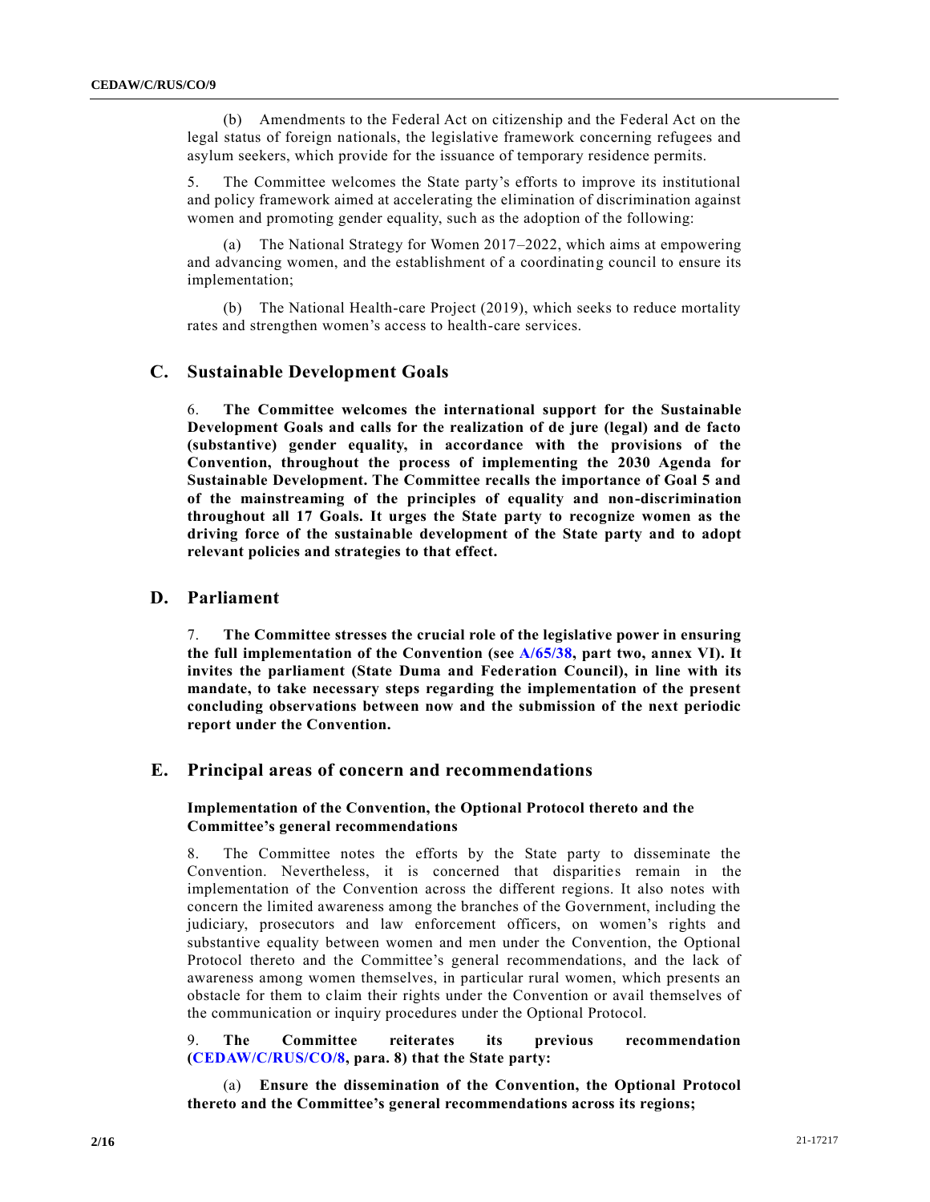(b) Amendments to the Federal Act on citizenship and the Federal Act on the legal status of foreign nationals, the legislative framework concerning refugees and asylum seekers, which provide for the issuance of temporary residence permits.

5. The Committee welcomes the State party's efforts to improve its institutional and policy framework aimed at accelerating the elimination of discrimination against women and promoting gender equality, such as the adoption of the following:

(a) The National Strategy for Women 2017–2022, which aims at empowering and advancing women, and the establishment of a coordinating council to ensure its implementation;

(b) The National Health-care Project (2019), which seeks to reduce mortality rates and strengthen women's access to health-care services.

## C. Sustainable Development Goals

6. **The Committee welcomes the international support for the Sustainable Development Goals and calls for the realization of de jure (legal) and de facto (substantive) gender equality, in accordance with the provisions of the Convention, throughout the process of implementing the 2030 Agenda for Sustainable Development. The Committee recalls the importance of Goal 5 and of the mainstreaming of the principles of equality and non-discrimination throughout all 17 Goals. It urges the State party to recognize women as the driving force of the sustainable development of the State party and to adopt relevant policies and strategies to that effect.**

## D. Parliament

7. **The Committee stresses the crucial role of the legislative power in ensuring the full implementation of the Convention (see A/65/38, part two, annex VI). It invites the parliament (State Duma and Federation Council), in line with its mandate, to take necessary steps regarding the implementation of the present concluding observations between now and the submission of the next periodic report under the Convention.**

## E. Principal areas of concern and recommendations

### Implementation of the Convention, the Optional Protocol thereto and the Committee's general recommendations

8. The Committee notes the efforts by the State party to disseminate the Convention. Nevertheless, it is concerned that disparities remain in the implementation of the Convention across the different regions. It also notes with concern the limited awareness among the branches of the Government, including the judiciary, prosecutors and law enforcement officers, on women's rights and substantive equality between women and men under the Convention, the Optional Protocol thereto and the Committee's general recommendations, and the lack of awareness among women themselves, in particular rural women, which presents an obstacle for them to claim their rights under the Convention or avail themselves of the communication or inquiry procedures under the Optional Protocol.

9. **The Committee reiterates its previous recommendation (CEDAW/C/RUS/CO/8, para. 8) that the State party:**

(a) **Ensure the dissemination of the Convention, the Optional Protocol thereto and the Committee's general recommendations across its regions;**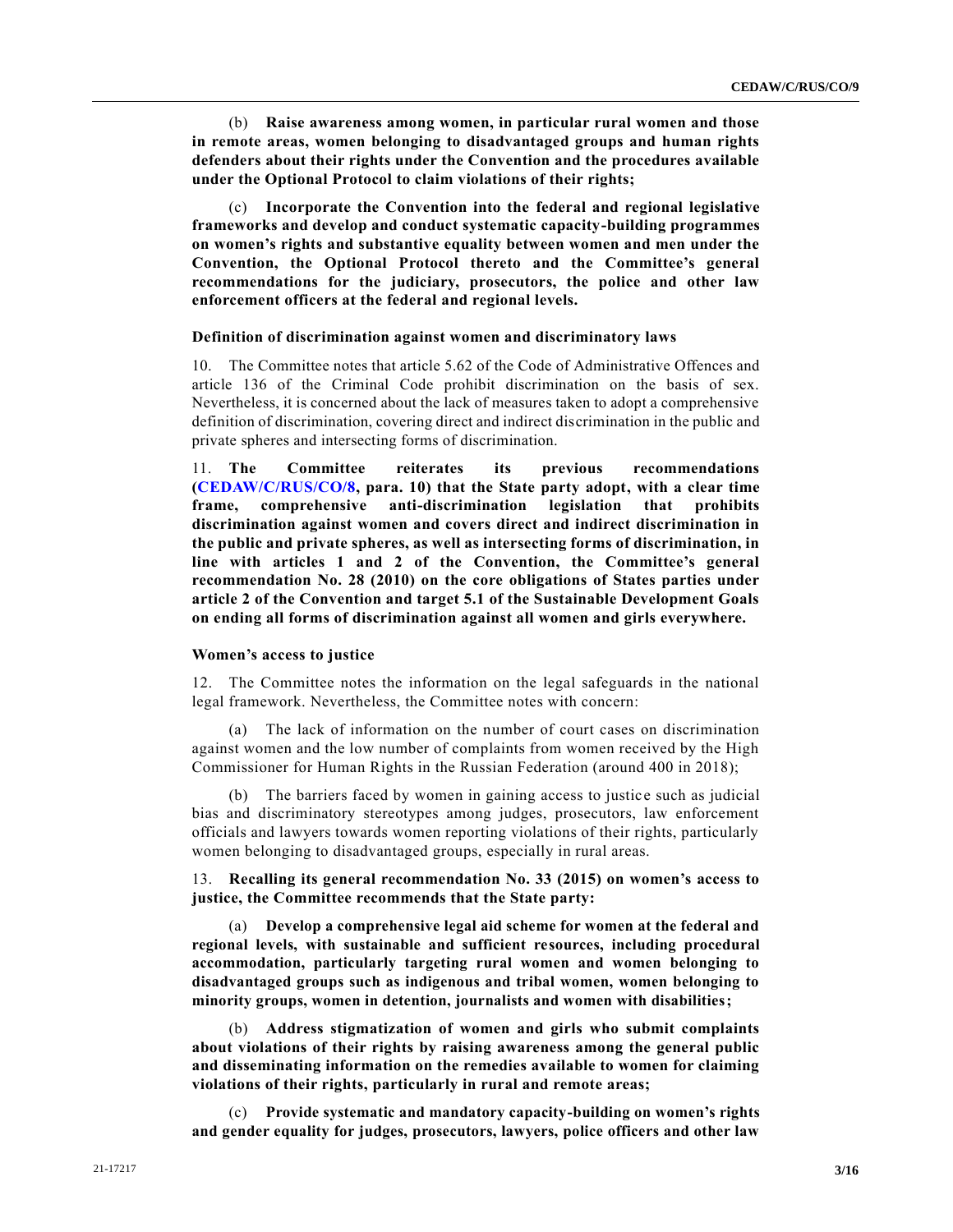(b) **Raise awareness among women, in particular rural women and those in remote areas, women belonging to disadvantaged groups and human rights defenders about their rights under the Convention and the procedures available under the Optional Protocol to claim violations of their rights;**

(c) **Incorporate the Convention into the federal and regional legislative frameworks and develop and conduct systematic capacity-building programmes on women's rights and substantive equality between women and men under the Convention, the Optional Protocol thereto and the Committee's general recommendations for the judiciary, prosecutors, the police and other law enforcement officers at the federal and regional levels.**

### Definition of discrimination against women and discriminatory laws

10. The Committee notes that article 5.62 of the Code of Administrative Offences and article 136 of the Criminal Code prohibit discrimination on the basis of sex. Nevertheless, it is concerned about the lack of measures taken to adopt a comprehensive definition of discrimination, covering direct and indirect discrimination in the public and private spheres and intersecting forms of discrimination.

11. **The Committee reiterates its previous recommendations (CEDAW/C/RUS/CO/8, para. 10) that the State party adopt, with a clear time frame, comprehensive anti-discrimination legislation that prohibits discrimination against women and covers direct and indirect discrimination in the public and private spheres, as well as intersecting forms of discrimination, in line with articles 1 and 2 of the Convention, the Committee's general recommendation No. 28 (2010) on the core obligations of States parties under article 2 of the Convention and target 5.1 of the Sustainable Development Goals on ending all forms of discrimination against all women and girls everywhere.**

### Women's access to justice

12. The Committee notes the information on the legal safeguards in the national legal framework. Nevertheless, the Committee notes with concern:

(a) The lack of information on the number of court cases on discrimination against women and the low number of complaints from women received by the High Commissioner for Human Rights in the Russian Federation (around 400 in 2018);

(b) The barriers faced by women in gaining access to justice such as judicial bias and discriminatory stereotypes among judges, prosecutors, law enforcement officials and lawyers towards women reporting violations of their rights, particularly women belonging to disadvantaged groups, especially in rural areas.

13. **Recalling its general recommendation No. 33 (2015) on women's access to justice, the Committee recommends that the State party:**

(a) **Develop a comprehensive legal aid scheme for women at the federal and regional levels, with sustainable and sufficient resources, including procedural accommodation, particularly targeting rural women and women belonging to disadvantaged groups such as indigenous and tribal women, women belonging to minority groups, women in detention, journalists and women with disabilities;**

(b) **Address stigmatization of women and girls who submit complaints about violations of their rights by raising awareness among the general public and disseminating information on the remedies available to women for claiming violations of their rights, particularly in rural and remote areas;**

(c) **Provide systematic and mandatory capacity-building on women's rights and gender equality for judges, prosecutors, lawyers, police officers and other law**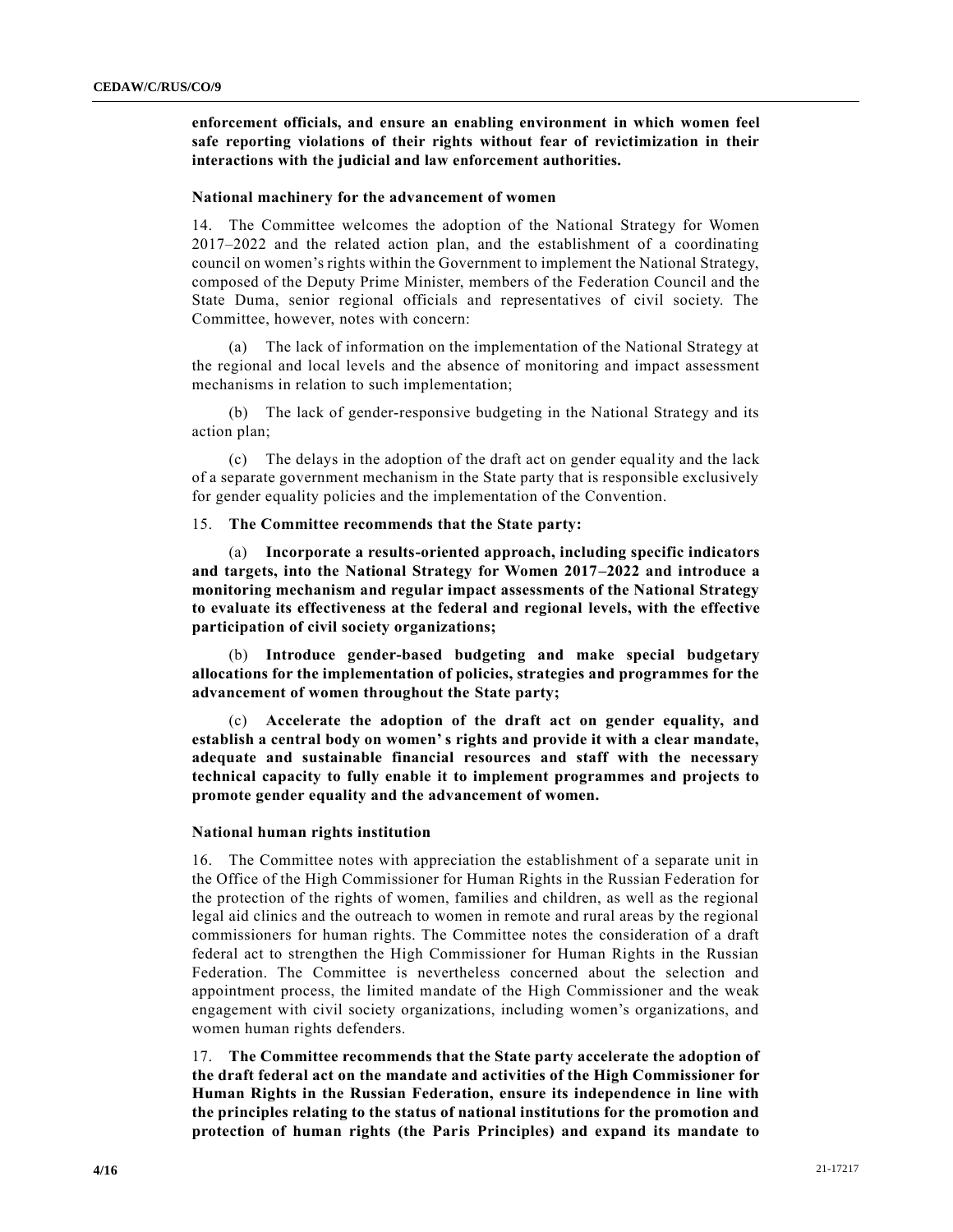**enforcement officials, and ensure an enabling environment in which women feel safe reporting violations of their rights without fear of revictimization in their interactions with the judicial and law enforcement authorities.**

### National machinery for the advancement of women

14. The Committee welcomes the adoption of the National Strategy for Women 2017–2022 and the related action plan, and the establishment of a coordinating council on women's rights within the Government to implement the National Strategy, composed of the Deputy Prime Minister, members of the Federation Council and the State Duma, senior regional officials and representatives of civil society. The Committee, however, notes with concern:

(a) The lack of information on the implementation of the National Strategy at the regional and local levels and the absence of monitoring and impact assessment mechanisms in relation to such implementation;

(b) The lack of gender-responsive budgeting in the National Strategy and its action plan;

(c) The delays in the adoption of the draft act on gender equality and the lack of a separate government mechanism in the State party that is responsible exclusively for gender equality policies and the implementation of the Convention.

15. **The Committee recommends that the State party:**

(a) **Incorporate a results-oriented approach, including specific indicators and targets, into the National Strategy for Women 2017–2022 and introduce a monitoring mechanism and regular impact assessments of the National Strategy to evaluate its effectiveness at the federal and regional levels, with the effective participation of civil society organizations;**

(b) **Introduce gender-based budgeting and make special budgetary allocations for the implementation of policies, strategies and programmes for the advancement of women throughout the State party;**

(c) **Accelerate the adoption of the draft act on gender equality, and establish a central body on women's rights and provide it with a clear mandate, adequate and sustainable financial resources and staff with the necessary technical capacity to fully enable it to implement programmes and projects to promote gender equality and the advancement of women.**

### National human rights institution

16. The Committee notes with appreciation the establishment of a separate unit in the Office of the High Commissioner for Human Rights in the Russian Federation for the protection of the rights of women, families and children, as well as the regional legal aid clinics and the outreach to women in remote and rural areas by the regional commissioners for human rights. The Committee notes the consideration of a draft federal act to strengthen the High Commissioner for Human Rights in the Russian Federation. The Committee is nevertheless concerned about the selection and appointment process, the limited mandate of the High Commissioner and the weak engagement with civil society organizations, including women's organizations, and women human rights defenders.

17. **The Committee recommends that the State party accelerate the adoption of the draft federal act on the mandate and activities of the High Commissioner for Human Rights in the Russian Federation, ensure its independence in line with the principles relating to the status of national institutions for the promotion and protection of human rights (the Paris Principles) and expand its mandate to**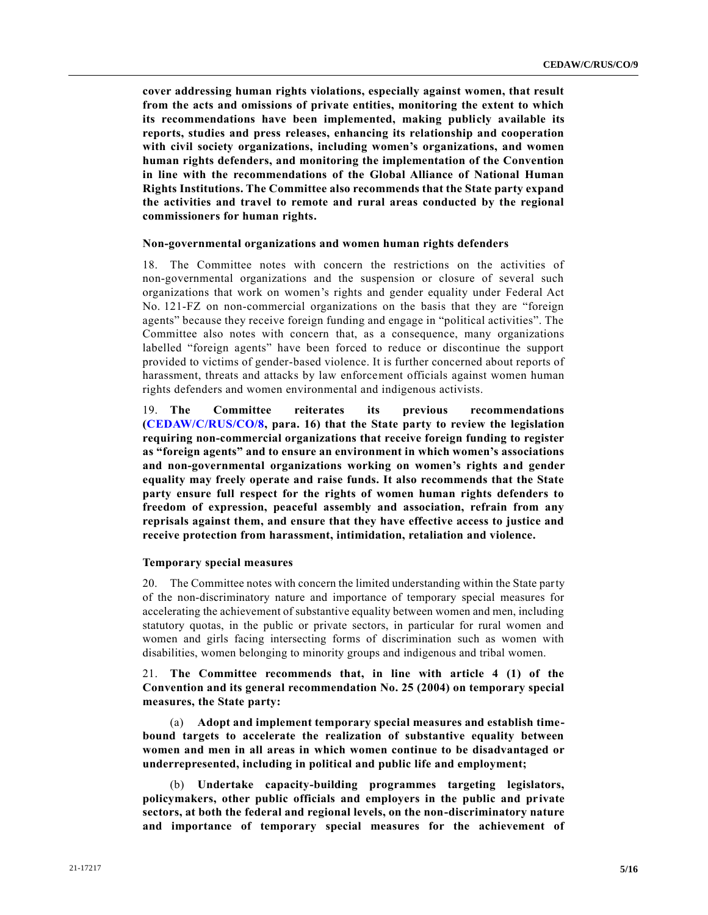**cover addressing human rights violations, especially against women, that result from the acts and omissions of private entities, monitoring the extent to which its recommendations have been implemented, making publicly available its reports, studies and press releases, enhancing its relationship and cooperation with civil society organizations, including women's organizations, and women human rights defenders, and monitoring the implementation of the Convention in line with the recommendations of the Global Alliance of National Human Rights Institutions. The Committee also recommends that the State party expand the activities and travel to remote and rural areas conducted by the regional commissioners for human rights.**

### Non-governmental organizations and women human rights defenders

18. The Committee notes with concern the restrictions on the activities of non-governmental organizations and the suspension or closure of several such organizations that work on women's rights and gender equality under Federal Act No. 121-FZ on non-commercial organizations on the basis that they are "foreign agents" because they receive foreign funding and engage in "political activities". The Committee also notes with concern that, as a consequence, many organizations labelled "foreign agents" have been forced to reduce or discontinue the support provided to victims of gender-based violence. It is further concerned about reports of harassment, threats and attacks by law enforcement officials against women human rights defenders and women environmental and indigenous activists.

19. **The Committee reiterates its previous recommendations (CEDAW/C/RUS/CO/8, para. 16) that the State party to review the legislation requiring non-commercial organizations that receive foreign funding to register as "foreign agents" and to ensure an environment in which women's associations and non-governmental organizations working on women's rights and gender equality may freely operate and raise funds. It also recommends that the State party ensure full respect for the rights of women human rights defenders to freedom of expression, peaceful assembly and association, refrain from any reprisals against them, and ensure that they have effective access to justice and receive protection from harassment, intimidation, retaliation and violence.**

### Temporary special measures

20. The Committee notes with concern the limited understanding within the State party of the non-discriminatory nature and importance of temporary special measures for accelerating the achievement of substantive equality between women and men, including statutory quotas, in the public or private sectors, in particular for rural women and women and girls facing intersecting forms of discrimination such as women with disabilities, women belonging to minority groups and indigenous and tribal women.

21. **The Committee recommends that, in line with article 4 (1) of the Convention and its general recommendation No. 25 (2004) on temporary special measures, the State party:**

(a) **Adopt and implement temporary special measures and establish time-bound targets to accelerate the realization of substantive equality between women and men in all areas in which women continue to be disadvantaged or underrepresented, including in political and public life and employment;**

(b) **Undertake capacity-building programmes targeting legislators, policymakers, other public officials and employers in the public and private sectors, at both the federal and regional levels, on the non-discriminatory nature and importance of temporary special measures for the achievement of**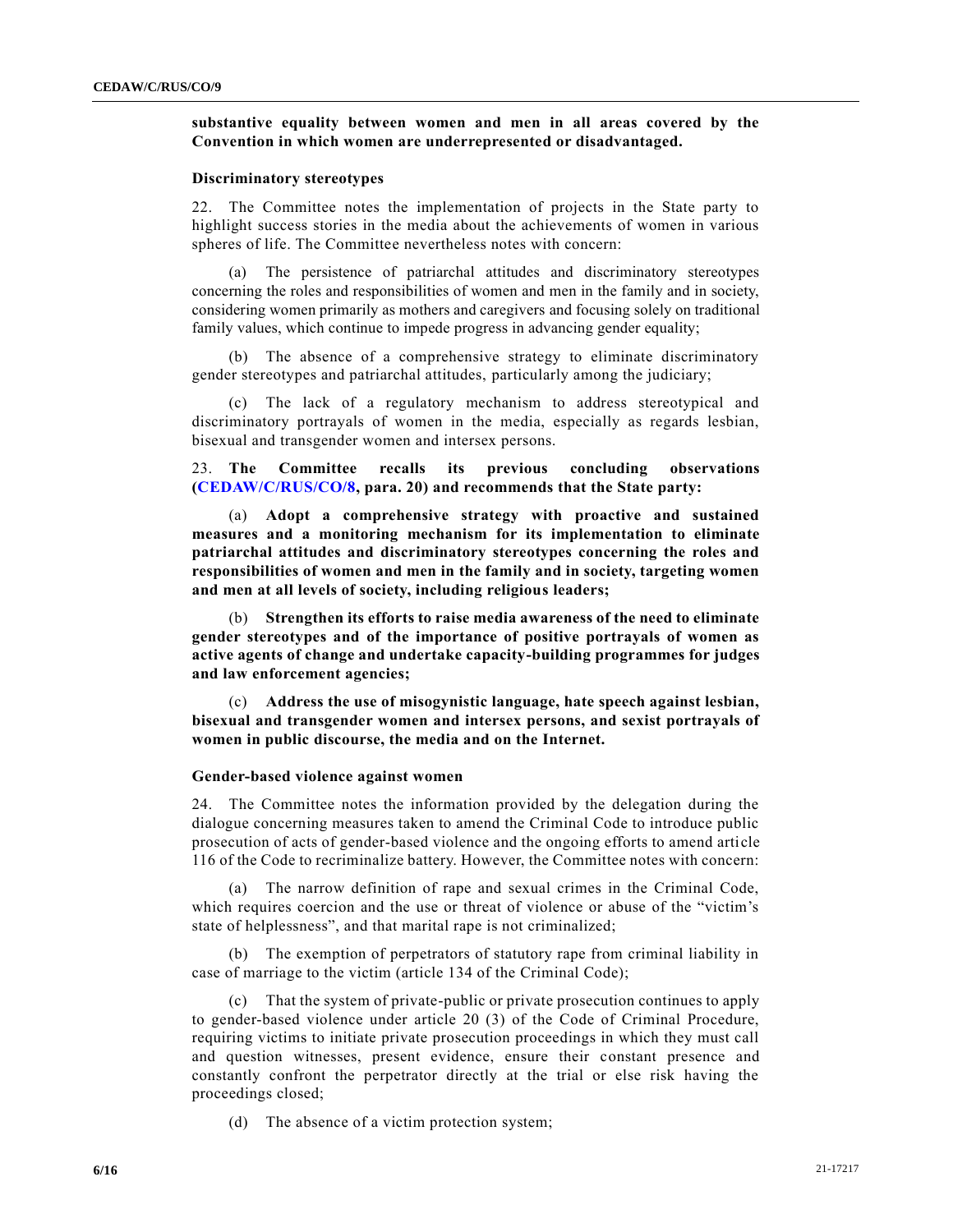**substantive equality between women and men in all areas covered by the Convention in which women are underrepresented or disadvantaged.**

### Discriminatory stereotypes

22. The Committee notes the implementation of projects in the State party to highlight success stories in the media about the achievements of women in various spheres of life. The Committee nevertheless notes with concern:

(a) The persistence of patriarchal attitudes and discriminatory stereotypes concerning the roles and responsibilities of women and men in the family and in society, considering women primarily as mothers and caregivers and focusing solely on traditional family values, which continue to impede progress in advancing gender equality;

(b) The absence of a comprehensive strategy to eliminate discriminatory gender stereotypes and patriarchal attitudes, particularly among the judiciary;

(c) The lack of a regulatory mechanism to address stereotypical and discriminatory portrayals of women in the media, especially as regards lesbian, bisexual and transgender women and intersex persons.

23. **The Committee recalls its previous concluding observations (CEDAW/C/RUS/CO/8, para. 20) and recommends that the State party:**

(a) **Adopt a comprehensive strategy with proactive and sustained measures and a monitoring mechanism for its implementation to eliminate patriarchal attitudes and discriminatory stereotypes concerning the roles and responsibilities of women and men in the family and in society, targeting women and men at all levels of society, including religious leaders;**

(b) **Strengthen its efforts to raise media awareness of the need to eliminate gender stereotypes and of the importance of positive portrayals of women as active agents of change and undertake capacity-building programmes for judges and law enforcement agencies;**

(c) **Address the use of misogynistic language, hate speech against lesbian, bisexual and transgender women and intersex persons, and sexist portrayals of women in public discourse, the media and on the Internet.**

### Gender-based violence against women

24. The Committee notes the information provided by the delegation during the dialogue concerning measures taken to amend the Criminal Code to introduce public prosecution of acts of gender-based violence and the ongoing efforts to amend article 116 of the Code to recriminalize battery. However, the Committee notes with concern:

(a) The narrow definition of rape and sexual crimes in the Criminal Code, which requires coercion and the use or threat of violence or abuse of the "victim's state of helplessness", and that marital rape is not criminalized;

(b) The exemption of perpetrators of statutory rape from criminal liability in case of marriage to the victim (article 134 of the Criminal Code);

(c) That the system of private-public or private prosecution continues to apply to gender-based violence under article 20 (3) of the Code of Criminal Procedure, requiring victims to initiate private prosecution proceedings in which they must call and question witnesses, present evidence, ensure their constant presence and constantly confront the perpetrator directly at the trial or else risk having the proceedings closed;

(d) The absence of a victim protection system;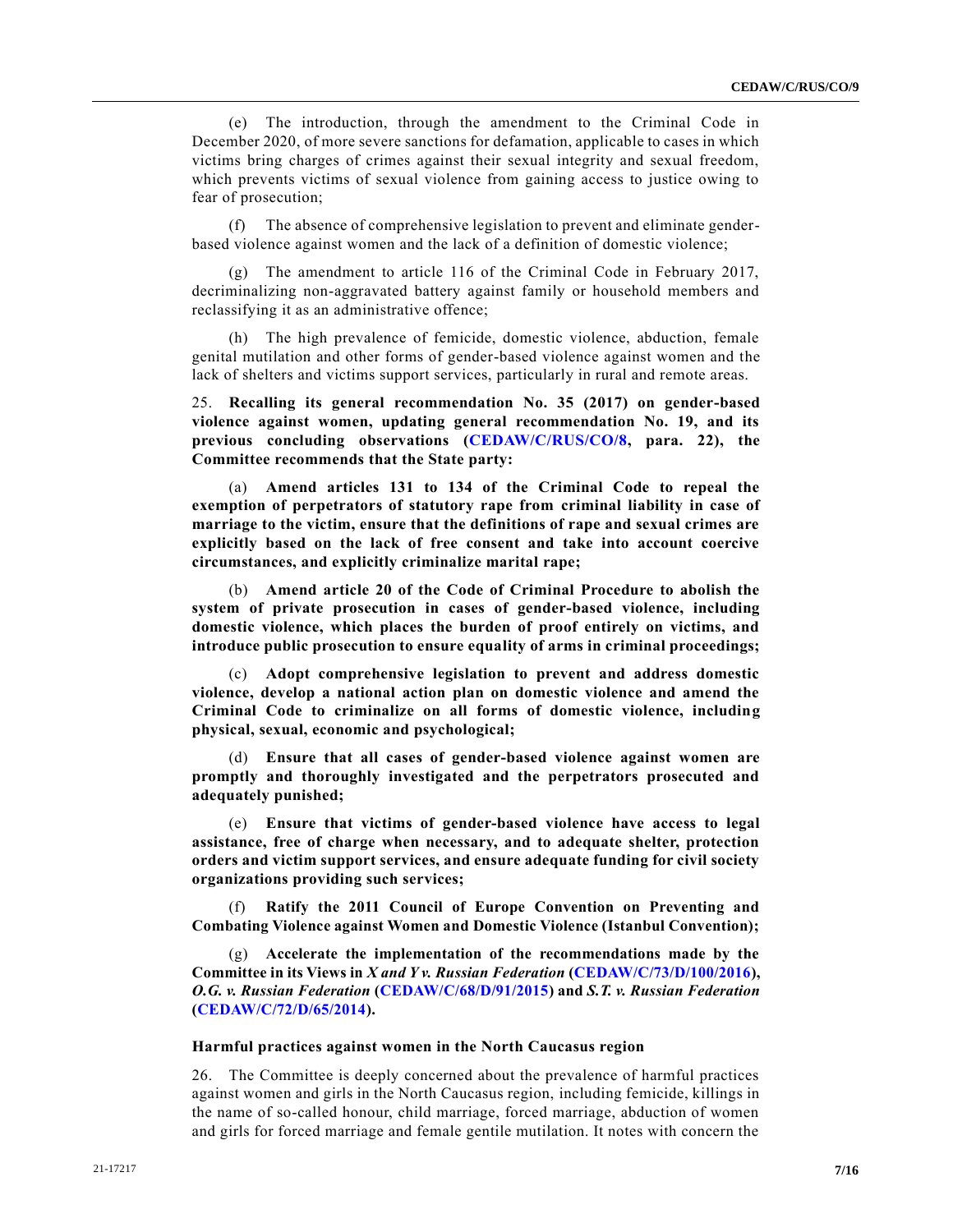(e) The introduction, through the amendment to the Criminal Code in December 2020, of more severe sanctions for defamation, applicable to cases in which victims bring charges of crimes against their sexual integrity and sexual freedom, which prevents victims of sexual violence from gaining access to justice owing to fear of prosecution;

(f) The absence of comprehensive legislation to prevent and eliminate gender-based violence against women and the lack of a definition of domestic violence;

(g) The amendment to article 116 of the Criminal Code in February 2017, decriminalizing non-aggravated battery against family or household members and reclassifying it as an administrative offence;

(h) The high prevalence of femicide, domestic violence, abduction, female genital mutilation and other forms of gender-based violence against women and the lack of shelters and victims support services, particularly in rural and remote areas.

25. **Recalling its general recommendation No. 35 (2017) on gender-based violence against women, updating general recommendation No. 19, and its previous concluding observations (CEDAW/C/RUS/CO/8, para. 22), the Committee recommends that the State party:**

(a) **Amend articles 131 to 134 of the Criminal Code to repeal the exemption of perpetrators of statutory rape from criminal liability in case of marriage to the victim, ensure that the definitions of rape and sexual crimes are explicitly based on the lack of free consent and take into account coercive circumstances, and explicitly criminalize marital rape;**

(b) **Amend article 20 of the Code of Criminal Procedure to abolish the system of private prosecution in cases of gender-based violence, including domestic violence, which places the burden of proof entirely on victims, and introduce public prosecution to ensure equality of arms in criminal proceedings;**

(c) **Adopt comprehensive legislation to prevent and address domestic violence, develop a national action plan on domestic violence and amend the Criminal Code to criminalize on all forms of domestic violence, including physical, sexual, economic and psychological;**

(d) **Ensure that all cases of gender-based violence against women are promptly and thoroughly investigated and the perpetrators prosecuted and adequately punished;**

(e) **Ensure that victims of gender-based violence have access to legal assistance, free of charge when necessary, and to adequate shelter, protection orders and victim support services, and ensure adequate funding for civil society organizations providing such services;**

(f) **Ratify the 2011 Council of Europe Convention on Preventing and Combating Violence against Women and Domestic Violence (Istanbul Convention);**

(g) **Accelerate the implementation of the recommendations made by the Committee in its Views in *X and Y v. Russian Federation* (CEDAW/C/73/D/100/2016), *O.G. v. Russian Federation* (CEDAW/C/68/D/91/2015) and *S.T. v. Russian Federation* (CEDAW/C/72/D/65/2014).**

### Harmful practices against women in the North Caucasus region

26. The Committee is deeply concerned about the prevalence of harmful practices against women and girls in the North Caucasus region, including femicide, killings in the name of so-called honour, child marriage, forced marriage, abduction of women and girls for forced marriage and female gentile mutilation. It notes with concern the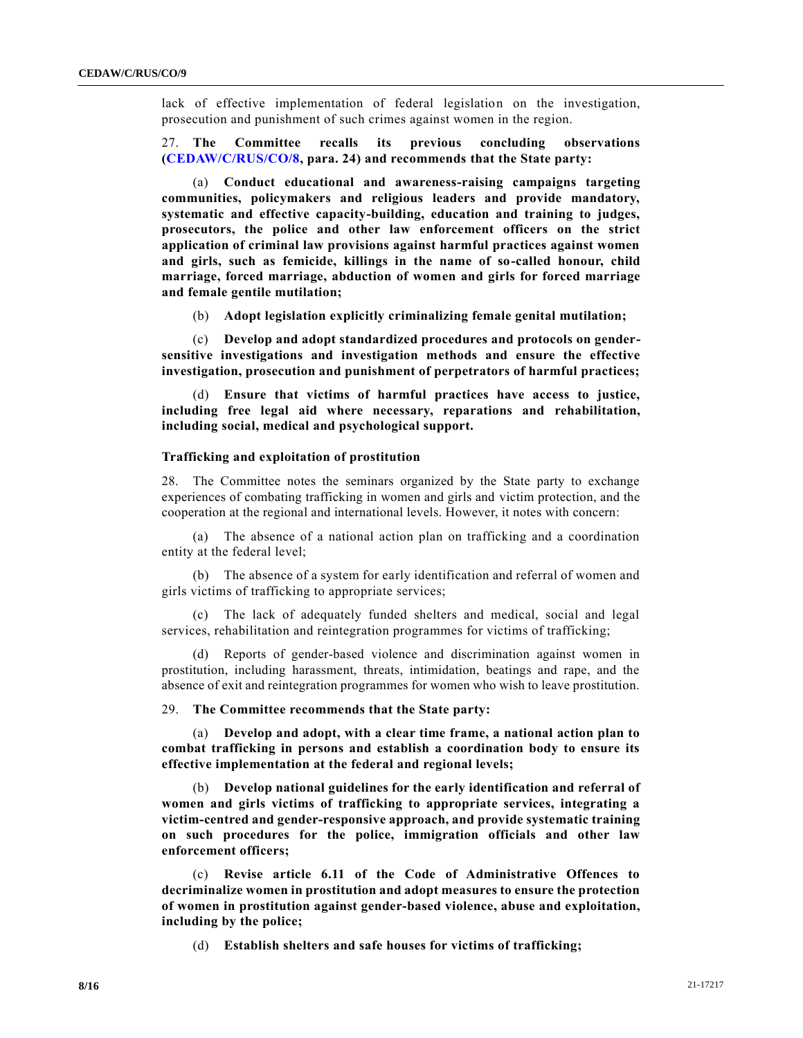lack of effective implementation of federal legislation on the investigation, prosecution and punishment of such crimes against women in the region.

27. **The Committee recalls its previous concluding observations (CEDAW/C/RUS/CO/8, para. 24) and recommends that the State party:**

(a) **Conduct educational and awareness-raising campaigns targeting communities, policymakers and religious leaders and provide mandatory, systematic and effective capacity-building, education and training to judges, prosecutors, the police and other law enforcement officers on the strict application of criminal law provisions against harmful practices against women and girls, such as femicide, killings in the name of so-called honour, child marriage, forced marriage, abduction of women and girls for forced marriage and female gentile mutilation;**

(b) **Adopt legislation explicitly criminalizing female genital mutilation;**

(c) **Develop and adopt standardized procedures and protocols on gender-sensitive investigations and investigation methods and ensure the effective investigation, prosecution and punishment of perpetrators of harmful practices;**

(d) **Ensure that victims of harmful practices have access to justice, including free legal aid where necessary, reparations and rehabilitation, including social, medical and psychological support.**

### Trafficking and exploitation of prostitution

28. The Committee notes the seminars organized by the State party to exchange experiences of combating trafficking in women and girls and victim protection, and the cooperation at the regional and international levels. However, it notes with concern:

(a) The absence of a national action plan on trafficking and a coordination entity at the federal level;

(b) The absence of a system for early identification and referral of women and girls victims of trafficking to appropriate services;

(c) The lack of adequately funded shelters and medical, social and legal services, rehabilitation and reintegration programmes for victims of trafficking;

(d) Reports of gender-based violence and discrimination against women in prostitution, including harassment, threats, intimidation, beatings and rape, and the absence of exit and reintegration programmes for women who wish to leave prostitution.

29. **The Committee recommends that the State party:**

(a) **Develop and adopt, with a clear time frame, a national action plan to combat trafficking in persons and establish a coordination body to ensure its effective implementation at the federal and regional levels;**

(b) **Develop national guidelines for the early identification and referral of women and girls victims of trafficking to appropriate services, integrating a victim-centred and gender-responsive approach, and provide systematic training on such procedures for the police, immigration officials and other law enforcement officers;**

(c) **Revise article 6.11 of the Code of Administrative Offences to decriminalize women in prostitution and adopt measures to ensure the protection of women in prostitution against gender-based violence, abuse and exploitation, including by the police;**

(d) **Establish shelters and safe houses for victims of trafficking;**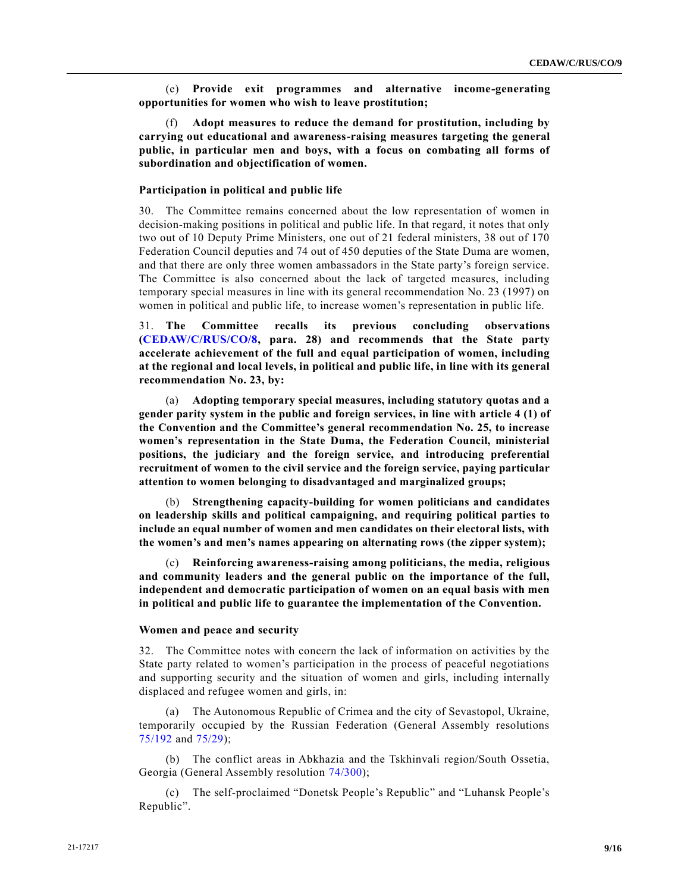(e) **Provide exit programmes and alternative income-generating opportunities for women who wish to leave prostitution;**

(f) **Adopt measures to reduce the demand for prostitution, including by carrying out educational and awareness-raising measures targeting the general public, in particular men and boys, with a focus on combating all forms of subordination and objectification of women.**

### Participation in political and public life

30. The Committee remains concerned about the low representation of women in decision-making positions in political and public life. In that regard, it notes that only two out of 10 Deputy Prime Ministers, one out of 21 federal ministers, 38 out of 170 Federation Council deputies and 74 out of 450 deputies of the State Duma are women, and that there are only three women ambassadors in the State party's foreign service. The Committee is also concerned about the lack of targeted measures, including temporary special measures in line with its general recommendation No. 23 (1997) on women in political and public life, to increase women's representation in public life.

31. **The Committee recalls its previous concluding observations (CEDAW/C/RUS/CO/8, para. 28) and recommends that the State party accelerate achievement of the full and equal participation of women, including at the regional and local levels, in political and public life, in line with its general recommendation No. 23, by:**

(a) **Adopting temporary special measures, including statutory quotas and a gender parity system in the public and foreign services, in line with article 4 (1) of the Convention and the Committee's general recommendation No. 25, to increase women's representation in the State Duma, the Federation Council, ministerial positions, the judiciary and the foreign service, and introducing preferential recruitment of women to the civil service and the foreign service, paying particular attention to women belonging to disadvantaged and marginalized groups;**

(b) **Strengthening capacity-building for women politicians and candidates on leadership skills and political campaigning, and requiring political parties to include an equal number of women and men candidates on their electoral lists, with the women's and men's names appearing on alternating rows (the zipper system);**

(c) **Reinforcing awareness-raising among politicians, the media, religious and community leaders and the general public on the importance of the full, independent and democratic participation of women on an equal basis with men in political and public life to guarantee the implementation of the Convention.**

### Women and peace and security

32. The Committee notes with concern the lack of information on activities by the State party related to women's participation in the process of peaceful negotiations and supporting security and the situation of women and girls, including internally displaced and refugee women and girls, in:

(a) The Autonomous Republic of Crimea and the city of Sevastopol, Ukraine, temporarily occupied by the Russian Federation (General Assembly resolutions 75/192 and 75/29);

(b) The conflict areas in Abkhazia and the Tskhinvali region/South Ossetia, Georgia (General Assembly resolution 74/300);

(c) The self-proclaimed "Donetsk People's Republic" and "Luhansk People's Republic".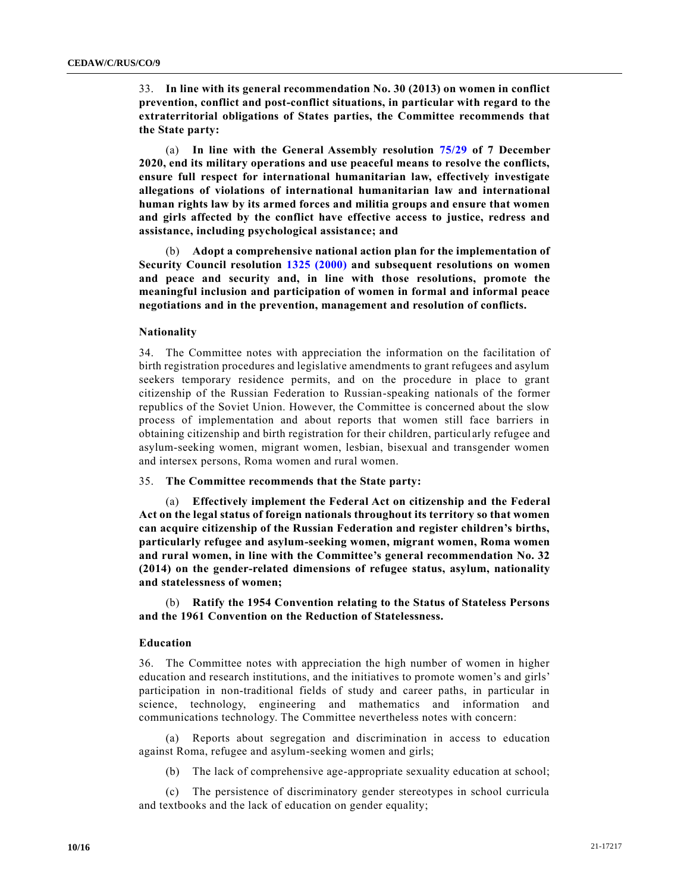33. **In line with its general recommendation No. 30 (2013) on women in conflict prevention, conflict and post-conflict situations, in particular with regard to the extraterritorial obligations of States parties, the Committee recommends that the State party:**

(a) **In line with the General Assembly resolution 75/29 of 7 December 2020, end its military operations and use peaceful means to resolve the conflicts, ensure full respect for international humanitarian law, effectively investigate allegations of violations of international humanitarian law and international human rights law by its armed forces and militia groups and ensure that women and girls affected by the conflict have effective access to justice, redress and assistance, including psychological assistance; and**

(b) **Adopt a comprehensive national action plan for the implementation of Security Council resolution 1325 (2000) and subsequent resolutions on women and peace and security and, in line with those resolutions, promote the meaningful inclusion and participation of women in formal and informal peace negotiations and in the prevention, management and resolution of conflicts.**

### Nationality

34. The Committee notes with appreciation the information on the facilitation of birth registration procedures and legislative amendments to grant refugees and asylum seekers temporary residence permits, and on the procedure in place to grant citizenship of the Russian Federation to Russian-speaking nationals of the former republics of the Soviet Union. However, the Committee is concerned about the slow process of implementation and about reports that women still face barriers in obtaining citizenship and birth registration for their children, particularly refugee and asylum-seeking women, migrant women, lesbian, bisexual and transgender women and intersex persons, Roma women and rural women.

35. **The Committee recommends that the State party:**

(a) **Effectively implement the Federal Act on citizenship and the Federal Act on the legal status of foreign nationals throughout its territory so that women can acquire citizenship of the Russian Federation and register children's births, particularly refugee and asylum-seeking women, migrant women, Roma women and rural women, in line with the Committee's general recommendation No. 32 (2014) on the gender-related dimensions of refugee status, asylum, nationality and statelessness of women;**

(b) **Ratify the 1954 Convention relating to the Status of Stateless Persons and the 1961 Convention on the Reduction of Statelessness.**

### Education

36. The Committee notes with appreciation the high number of women in higher education and research institutions, and the initiatives to promote women's and girls' participation in non-traditional fields of study and career paths, in particular in science, technology, engineering and mathematics and information and communications technology. The Committee nevertheless notes with concern:

(a) Reports about segregation and discrimination in access to education against Roma, refugee and asylum-seeking women and girls;

(b) The lack of comprehensive age-appropriate sexuality education at school;

(c) The persistence of discriminatory gender stereotypes in school curricula and textbooks and the lack of education on gender equality;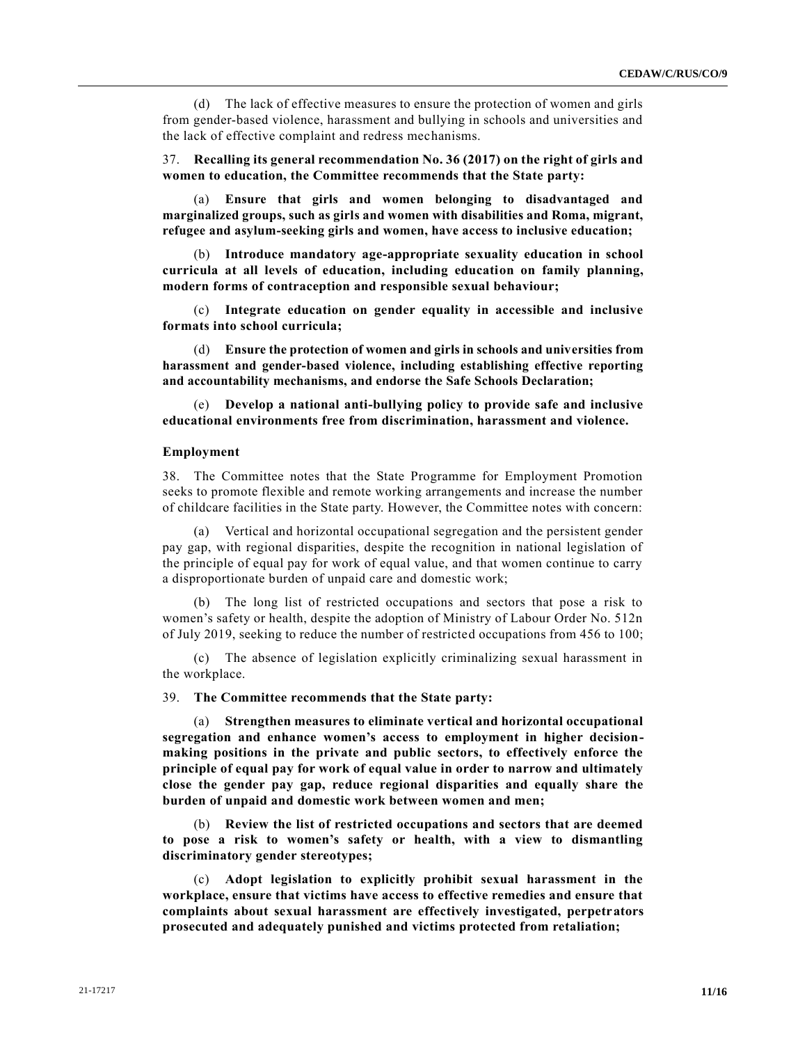(d) The lack of effective measures to ensure the protection of women and girls from gender-based violence, harassment and bullying in schools and universities and the lack of effective complaint and redress mechanisms.

37. **Recalling its general recommendation No. 36 (2017) on the right of girls and women to education, the Committee recommends that the State party:**

(a) **Ensure that girls and women belonging to disadvantaged and marginalized groups, such as girls and women with disabilities and Roma, migrant, refugee and asylum-seeking girls and women, have access to inclusive education;**

(b) **Introduce mandatory age-appropriate sexuality education in school curricula at all levels of education, including education on family planning, modern forms of contraception and responsible sexual behaviour;**

(c) **Integrate education on gender equality in accessible and inclusive formats into school curricula;**

(d) **Ensure the protection of women and girls in schools and universities from harassment and gender-based violence, including establishing effective reporting and accountability mechanisms, and endorse the Safe Schools Declaration;**

(e) **Develop a national anti-bullying policy to provide safe and inclusive educational environments free from discrimination, harassment and violence.**

### Employment

38. The Committee notes that the State Programme for Employment Promotion seeks to promote flexible and remote working arrangements and increase the number of childcare facilities in the State party. However, the Committee notes with concern:

(a) Vertical and horizontal occupational segregation and the persistent gender pay gap, with regional disparities, despite the recognition in national legislation of the principle of equal pay for work of equal value, and that women continue to carry a disproportionate burden of unpaid care and domestic work;

(b) The long list of restricted occupations and sectors that pose a risk to women's safety or health, despite the adoption of Ministry of Labour Order No. 512n of July 2019, seeking to reduce the number of restricted occupations from 456 to 100;

(c) The absence of legislation explicitly criminalizing sexual harassment in the workplace.

39. **The Committee recommends that the State party:**

(a) **Strengthen measures to eliminate vertical and horizontal occupational segregation and enhance women's access to employment in higher decision-making positions in the private and public sectors, to effectively enforce the principle of equal pay for work of equal value in order to narrow and ultimately close the gender pay gap, reduce regional disparities and equally share the burden of unpaid and domestic work between women and men;**

(b) **Review the list of restricted occupations and sectors that are deemed to pose a risk to women's safety or health, with a view to dismantling discriminatory gender stereotypes;**

(c) **Adopt legislation to explicitly prohibit sexual harassment in the workplace, ensure that victims have access to effective remedies and ensure that complaints about sexual harassment are effectively investigated, perpetrators prosecuted and adequately punished and victims protected from retaliation;**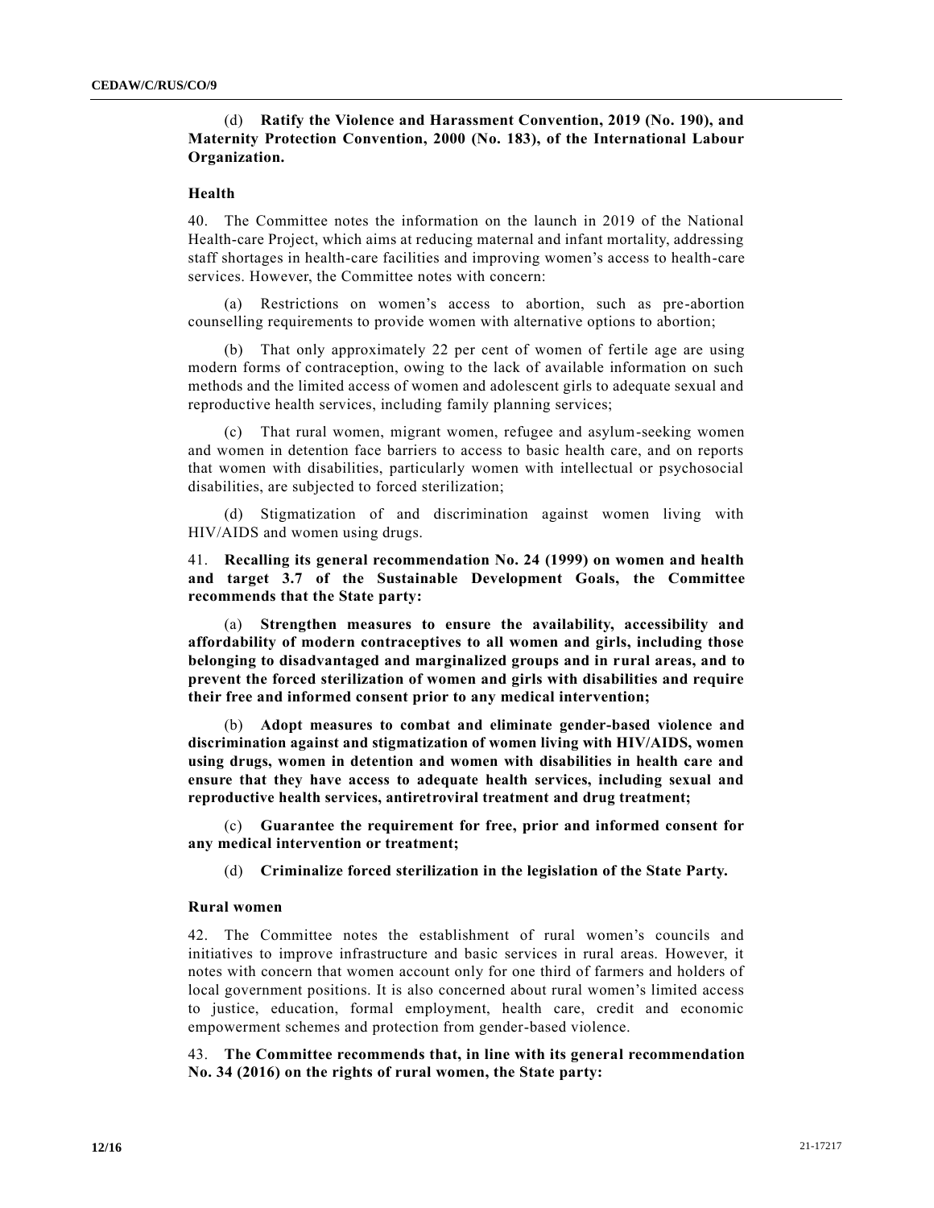(d) **Ratify the Violence and Harassment Convention, 2019 (No. 190), and Maternity Protection Convention, 2000 (No. 183), of the International Labour Organization.**

### Health

40. The Committee notes the information on the launch in 2019 of the National Health-care Project, which aims at reducing maternal and infant mortality, addressing staff shortages in health-care facilities and improving women's access to health-care services. However, the Committee notes with concern:

(a) Restrictions on women's access to abortion, such as pre-abortion counselling requirements to provide women with alternative options to abortion;

(b) That only approximately 22 per cent of women of fertile age are using modern forms of contraception, owing to the lack of available information on such methods and the limited access of women and adolescent girls to adequate sexual and reproductive health services, including family planning services;

(c) That rural women, migrant women, refugee and asylum-seeking women and women in detention face barriers to access to basic health care, and on reports that women with disabilities, particularly women with intellectual or psychosocial disabilities, are subjected to forced sterilization;

(d) Stigmatization of and discrimination against women living with HIV/AIDS and women using drugs.

41. **Recalling its general recommendation No. 24 (1999) on women and health and target 3.7 of the Sustainable Development Goals, the Committee recommends that the State party:**

(a) **Strengthen measures to ensure the availability, accessibility and affordability of modern contraceptives to all women and girls, including those belonging to disadvantaged and marginalized groups and in rural areas, and to prevent the forced sterilization of women and girls with disabilities and require their free and informed consent prior to any medical intervention;**

(b) **Adopt measures to combat and eliminate gender-based violence and discrimination against and stigmatization of women living with HIV/AIDS, women using drugs, women in detention and women with disabilities in health care and ensure that they have access to adequate health services, including sexual and reproductive health services, antiretroviral treatment and drug treatment;**

(c) **Guarantee the requirement for free, prior and informed consent for any medical intervention or treatment;**

(d) **Criminalize forced sterilization in the legislation of the State Party.**

### Rural women

42. The Committee notes the establishment of rural women's councils and initiatives to improve infrastructure and basic services in rural areas. However, it notes with concern that women account only for one third of farmers and holders of local government positions. It is also concerned about rural women's limited access to justice, education, formal employment, health care, credit and economic empowerment schemes and protection from gender-based violence.

43. **The Committee recommends that, in line with its general recommendation No. 34 (2016) on the rights of rural women, the State party:**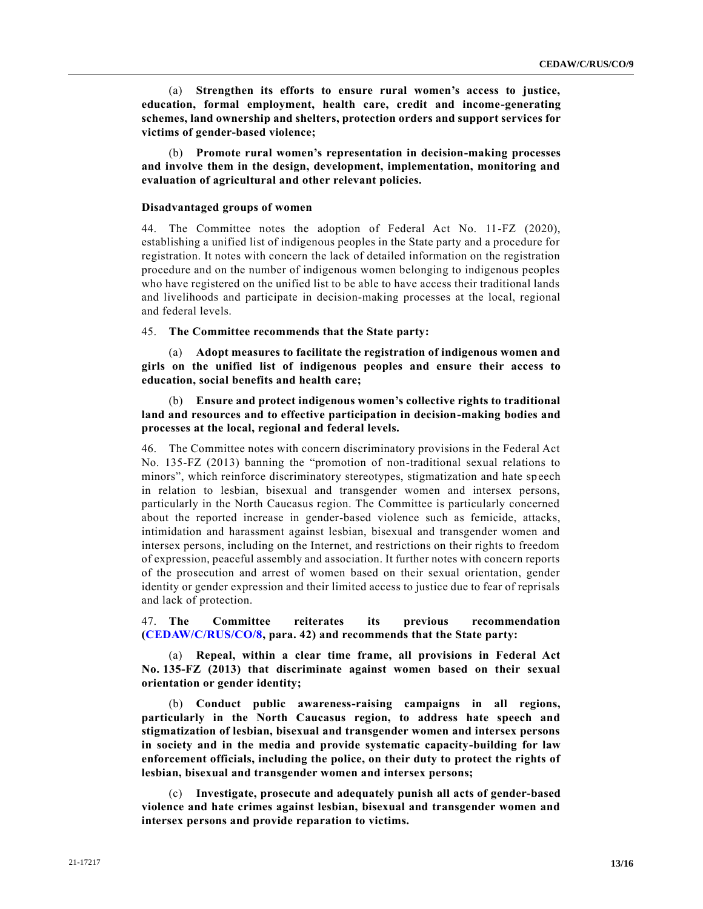(a) **Strengthen its efforts to ensure rural women's access to justice, education, formal employment, health care, credit and income-generating schemes, land ownership and shelters, protection orders and support services for victims of gender-based violence;**

(b) **Promote rural women's representation in decision-making processes and involve them in the design, development, implementation, monitoring and evaluation of agricultural and other relevant policies.**

### Disadvantaged groups of women

44. The Committee notes the adoption of Federal Act No. 11-FZ (2020), establishing a unified list of indigenous peoples in the State party and a procedure for registration. It notes with concern the lack of detailed information on the registration procedure and on the number of indigenous women belonging to indigenous peoples who have registered on the unified list to be able to have access their traditional lands and livelihoods and participate in decision-making processes at the local, regional and federal levels.

45. **The Committee recommends that the State party:**

(a) **Adopt measures to facilitate the registration of indigenous women and girls on the unified list of indigenous peoples and ensure their access to education, social benefits and health care;**

(b) **Ensure and protect indigenous women's collective rights to traditional land and resources and to effective participation in decision-making bodies and processes at the local, regional and federal levels.**

46. The Committee notes with concern discriminatory provisions in the Federal Act No. 135-FZ (2013) banning the "promotion of non-traditional sexual relations to minors", which reinforce discriminatory stereotypes, stigmatization and hate speech in relation to lesbian, bisexual and transgender women and intersex persons, particularly in the North Caucasus region. The Committee is particularly concerned about the reported increase in gender-based violence such as femicide, attacks, intimidation and harassment against lesbian, bisexual and transgender women and intersex persons, including on the Internet, and restrictions on their rights to freedom of expression, peaceful assembly and association. It further notes with concern reports of the prosecution and arrest of women based on their sexual orientation, gender identity or gender expression and their limited access to justice due to fear of reprisals and lack of protection.

47. **The Committee reiterates its previous recommendation (CEDAW/C/RUS/CO/8, para. 42) and recommends that the State party:**

(a) **Repeal, within a clear time frame, all provisions in Federal Act No. 135-FZ (2013) that discriminate against women based on their sexual orientation or gender identity;**

(b) **Conduct public awareness-raising campaigns in all regions, particularly in the North Caucasus region, to address hate speech and stigmatization of lesbian, bisexual and transgender women and intersex persons in society and in the media and provide systematic capacity-building for law enforcement officials, including the police, on their duty to protect the rights of lesbian, bisexual and transgender women and intersex persons;**

(c) **Investigate, prosecute and adequately punish all acts of gender-based violence and hate crimes against lesbian, bisexual and transgender women and intersex persons and provide reparation to victims.**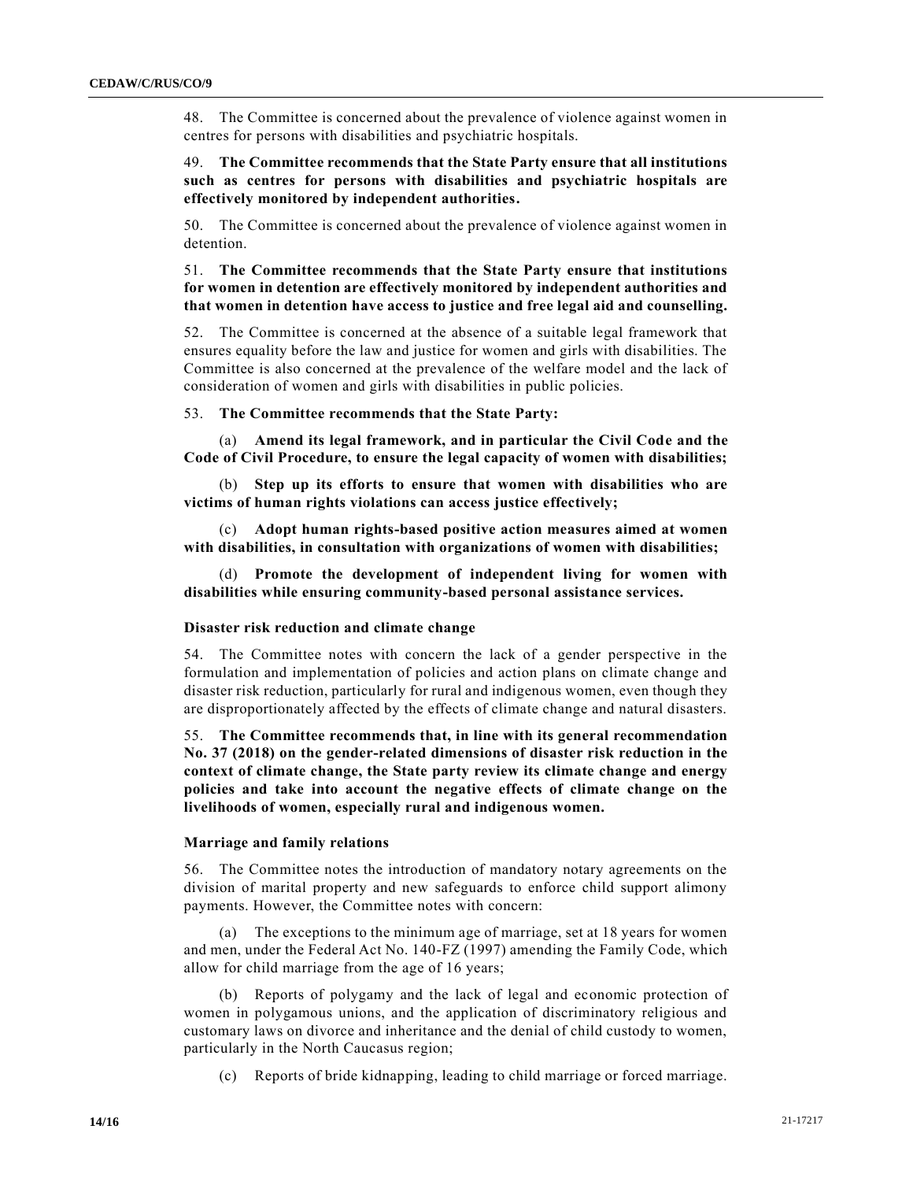48. The Committee is concerned about the prevalence of violence against women in centres for persons with disabilities and psychiatric hospitals.

49. **The Committee recommends that the State Party ensure that all institutions such as centres for persons with disabilities and psychiatric hospitals are effectively monitored by independent authorities.**

50. The Committee is concerned about the prevalence of violence against women in detention.

51. **The Committee recommends that the State Party ensure that institutions for women in detention are effectively monitored by independent authorities and that women in detention have access to justice and free legal aid and counselling.**

52. The Committee is concerned at the absence of a suitable legal framework that ensures equality before the law and justice for women and girls with disabilities. The Committee is also concerned at the prevalence of the welfare model and the lack of consideration of women and girls with disabilities in public policies.

53. **The Committee recommends that the State Party:**

(a) **Amend its legal framework, and in particular the Civil Code and the Code of Civil Procedure, to ensure the legal capacity of women with disabilities;**

(b) **Step up its efforts to ensure that women with disabilities who are victims of human rights violations can access justice effectively;**

(c) **Adopt human rights-based positive action measures aimed at women with disabilities, in consultation with organizations of women with disabilities;**

(d) **Promote the development of independent living for women with disabilities while ensuring community-based personal assistance services.**

### Disaster risk reduction and climate change

54. The Committee notes with concern the lack of a gender perspective in the formulation and implementation of policies and action plans on climate change and disaster risk reduction, particularly for rural and indigenous women, even though they are disproportionately affected by the effects of climate change and natural disasters.

55. **The Committee recommends that, in line with its general recommendation No. 37 (2018) on the gender-related dimensions of disaster risk reduction in the context of climate change, the State party review its climate change and energy policies and take into account the negative effects of climate change on the livelihoods of women, especially rural and indigenous women.**

### Marriage and family relations

56. The Committee notes the introduction of mandatory notary agreements on the division of marital property and new safeguards to enforce child support alimony payments. However, the Committee notes with concern:

(a) The exceptions to the minimum age of marriage, set at 18 years for women and men, under the Federal Act No. 140-FZ (1997) amending the Family Code, which allow for child marriage from the age of 16 years;

(b) Reports of polygamy and the lack of legal and economic protection of women in polygamous unions, and the application of discriminatory religious and customary laws on divorce and inheritance and the denial of child custody to women, particularly in the North Caucasus region;

(c) Reports of bride kidnapping, leading to child marriage or forced marriage.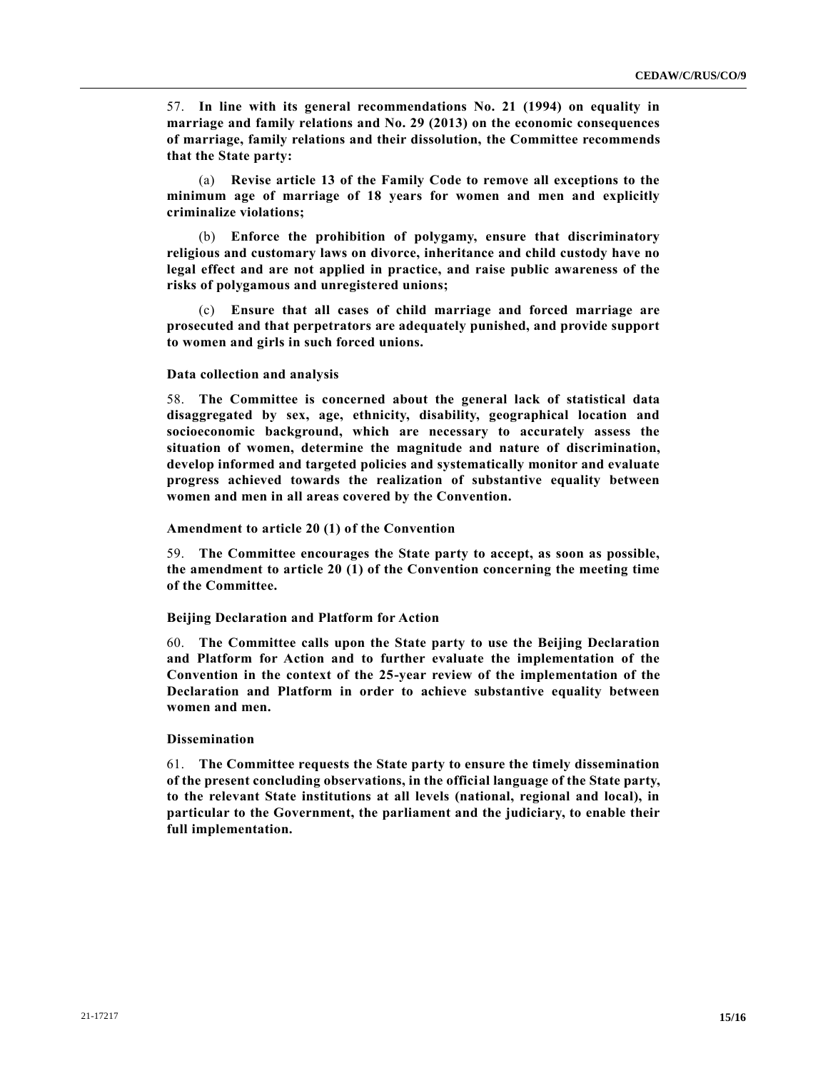57. **In line with its general recommendations No. 21 (1994) on equality in marriage and family relations and No. 29 (2013) on the economic consequences of marriage, family relations and their dissolution, the Committee recommends that the State party:**

(a) **Revise article 13 of the Family Code to remove all exceptions to the minimum age of marriage of 18 years for women and men and explicitly criminalize violations;**

(b) **Enforce the prohibition of polygamy, ensure that discriminatory religious and customary laws on divorce, inheritance and child custody have no legal effect and are not applied in practice, and raise public awareness of the risks of polygamous and unregistered unions;**

(c) **Ensure that all cases of child marriage and forced marriage are prosecuted and that perpetrators are adequately punished, and provide support to women and girls in such forced unions.**

### Data collection and analysis

58. **The Committee is concerned about the general lack of statistical data disaggregated by sex, age, ethnicity, disability, geographical location and socioeconomic background, which are necessary to accurately assess the situation of women, determine the magnitude and nature of discrimination, develop informed and targeted policies and systematically monitor and evaluate progress achieved towards the realization of substantive equality between women and men in all areas covered by the Convention.**

### Amendment to article 20 (1) of the Convention

59. **The Committee encourages the State party to accept, as soon as possible, the amendment to article 20 (1) of the Convention concerning the meeting time of the Committee.**

### Beijing Declaration and Platform for Action

60. **The Committee calls upon the State party to use the Beijing Declaration and Platform for Action and to further evaluate the implementation of the Convention in the context of the 25-year review of the implementation of the Declaration and Platform in order to achieve substantive equality between women and men.**

### Dissemination

61. **The Committee requests the State party to ensure the timely dissemination of the present concluding observations, in the official language of the State party, to the relevant State institutions at all levels (national, regional and local), in particular to the Government, the parliament and the judiciary, to enable their full implementation.**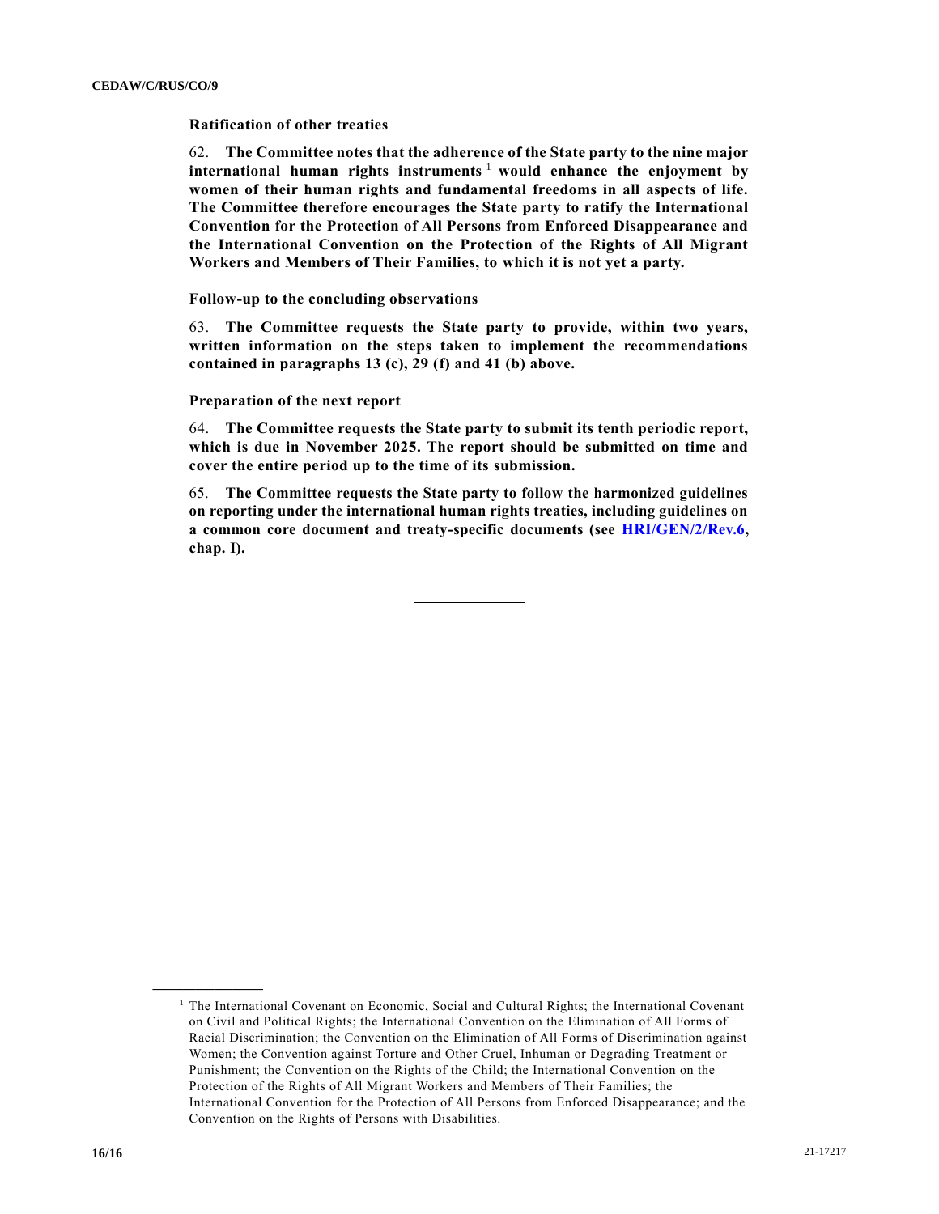**Ratification of other treaties**

62. **The Committee notes that the adherence of the State party to the nine major international human rights instruments**[1] **would enhance the enjoyment by women of their human rights and fundamental freedoms in all aspects of life. The Committee therefore encourages the State party to ratify the International Convention for the Protection of All Persons from Enforced Disappearance and the International Convention on the Protection of the Rights of All Migrant Workers and Members of Their Families, to which it is not yet a party.**

**Follow-up to the concluding observations**

63. **The Committee requests the State party to provide, within two years, written information on the steps taken to implement the recommendations contained in paragraphs 13 (c), 29 (f) and 41 (b) above.**

**Preparation of the next report**

64. **The Committee requests the State party to submit its tenth periodic report, which is due in November 2025. The report should be submitted on time and cover the entire period up to the time of its submission.**

65. **The Committee requests the State party to follow the harmonized guidelines on reporting under the international human rights treaties, including guidelines on a common core document and treaty-specific documents (see HRI/GEN/2/Rev.6, chap. I).**

---

[1] The International Covenant on Economic, Social and Cultural Rights; the International Covenant on Civil and Political Rights; the International Convention on the Elimination of All Forms of Racial Discrimination; the Convention on the Elimination of All Forms of Discrimination against Women; the Convention against Torture and Other Cruel, Inhuman or Degrading Treatment or Punishment; the Convention on the Rights of the Child; the International Convention on the Protection of the Rights of All Migrant Workers and Members of Their Families; the International Convention for the Protection of All Persons from Enforced Disappearance; and the Convention on the Rights of Persons with Disabilities.